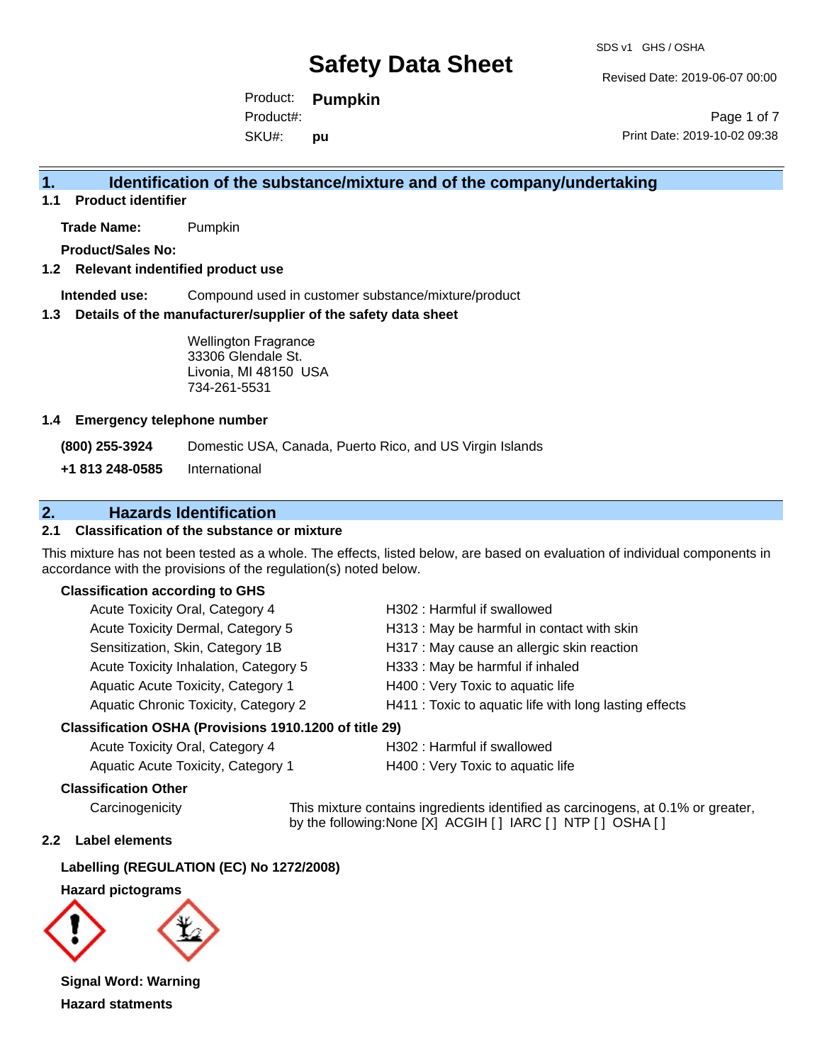# Safety Data Sheet

SDS v1 GHS / OSHA

Revised Date: 2019-06-07 00:00

Product: **Pumpkin**
Product#:
SKU#: **pu**

Print Date: 2019-10-02 09:38

## 1. Identification of the substance/mixture and of the company/undertaking

### 1.1 Product identifier

**Trade Name:** Pumpkin

**Product/Sales No:**

### 1.2 Relevant indentified product use

**Intended use:** Compound used in customer substance/mixture/product

### 1.3 Details of the manufacturer/supplier of the safety data sheet

Wellington Fragrance
33306 Glendale St.
Livonia, MI 48150 USA
734-261-5531

### 1.4 Emergency telephone number

**(800) 255-3924** Domestic USA, Canada, Puerto Rico, and US Virgin Islands

**+1 813 248-0585** International

## 2. Hazards Identification

### 2.1 Classification of the substance or mixture

This mixture has not been tested as a whole. The effects, listed below, are based on evaluation of individual components in accordance with the provisions of the regulation(s) noted below.

**Classification according to GHS**

| | |
|---|---|
| Acute Toxicity Oral, Category 4 | H302 : Harmful if swallowed |
| Acute Toxicity Dermal, Category 5 | H313 : May be harmful in contact with skin |
| Sensitization, Skin, Category 1B | H317 : May cause an allergic skin reaction |
| Acute Toxicity Inhalation, Category 5 | H333 : May be harmful if inhaled |
| Aquatic Acute Toxicity, Category 1 | H400 : Very Toxic to aquatic life |
| Aquatic Chronic Toxicity, Category 2 | H411 : Toxic to aquatic life with long lasting effects |

**Classification OSHA (Provisions 1910.1200 of title 29)**

| | |
|---|---|
| Acute Toxicity Oral, Category 4 | H302 : Harmful if swallowed |
| Aquatic Acute Toxicity, Category 1 | H400 : Very Toxic to aquatic life |

**Classification Other**

Carcinogenicity: This mixture contains ingredients identified as carcinogens, at 0.1% or greater, by the following:None [X] ACGIH [ ] IARC [ ] NTP [ ] OSHA [ ]

### 2.2 Label elements

**Labelling (REGULATION (EC) No 1272/2008)**

**Hazard pictograms**

**Signal Word: Warning**

**Hazard statments**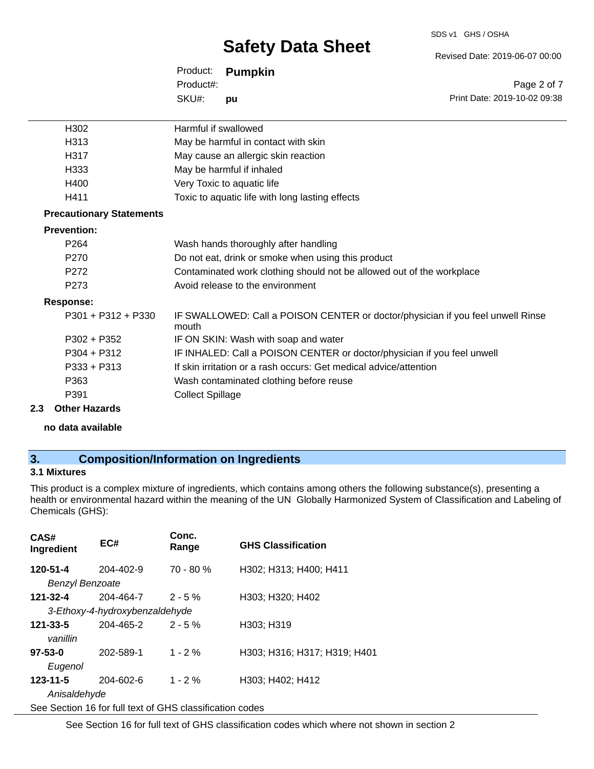| | |
|---|---|
| H302 | Harmful if swallowed |
| H313 | May be harmful in contact with skin |
| H317 | May cause an allergic skin reaction |
| H333 | May be harmful if inhaled |
| H400 | Very Toxic to aquatic life |
| H411 | Toxic to aquatic life with long lasting effects |

**Precautionary Statements**

**Prevention:**

| | |
|---|---|
| P264 | Wash hands thoroughly after handling |
| P270 | Do not eat, drink or smoke when using this product |
| P272 | Contaminated work clothing should not be allowed out of the workplace |
| P273 | Avoid release to the environment |

**Response:**

| | |
|---|---|
| P301 + P312 + P330 | IF SWALLOWED: Call a POISON CENTER or doctor/physician if you feel unwell Rinse mouth |
| P302 + P352 | IF ON SKIN: Wash with soap and water |
| P304 + P312 | IF INHALED: Call a POISON CENTER or doctor/physician if you feel unwell |
| P333 + P313 | If skin irritation or a rash occurs: Get medical advice/attention |
| P363 | Wash contaminated clothing before reuse |
| P391 | Collect Spillage |

**2.3 Other Hazards**

**no data available**

## 3. Composition/Information on Ingredients

### 3.1 Mixtures

This product is a complex mixture of ingredients, which contains among others the following substance(s), presenting a health or environmental hazard within the meaning of the UN Globally Harmonized System of Classification and Labeling of Chemicals (GHS):

| CAS# Ingredient | EC# | Conc. Range | GHS Classification |
|---|---|---|---|
| **120-51-4** *Benzyl Benzoate* | 204-402-9 | 70 - 80 % | H302; H313; H400; H411 |
| **121-32-4** *3-Ethoxy-4-hydroxybenzaldehyde* | 204-464-7 | 2 - 5 % | H303; H320; H402 |
| **121-33-5** *vanillin* | 204-465-2 | 2 - 5 % | H303; H319 |
| **97-53-0** *Eugenol* | 202-589-1 | 1 - 2 % | H303; H316; H317; H319; H401 |
| **123-11-5** *Anisaldehyde* | 204-602-6 | 1 - 2 % | H303; H402; H412 |

See Section 16 for full text of GHS classification codes

See Section 16 for full text of GHS classification codes which where not shown in section 2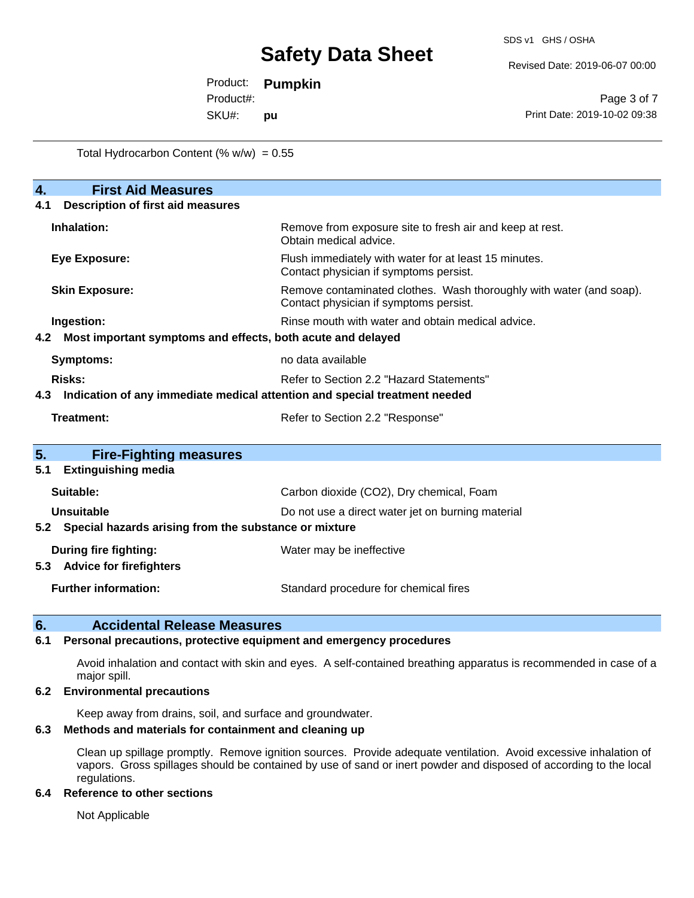Total Hydrocarbon Content (% w/w) = 0.55

## 4. First Aid Measures

### 4.1 Description of first aid measures

| | |
|---|---|
| **Inhalation:** | Remove from exposure site to fresh air and keep at rest. Obtain medical advice. |
| **Eye Exposure:** | Flush immediately with water for at least 15 minutes. Contact physician if symptoms persist. |
| **Skin Exposure:** | Remove contaminated clothes. Wash thoroughly with water (and soap). Contact physician if symptoms persist. |
| **Ingestion:** | Rinse mouth with water and obtain medical advice. |

### 4.2 Most important symptoms and effects, both acute and delayed

| | |
|---|---|
| **Symptoms:** | no data available |
| **Risks:** | Refer to Section 2.2 "Hazard Statements" |

### 4.3 Indication of any immediate medical attention and special treatment needed

| | |
|---|---|
| **Treatment:** | Refer to Section 2.2 "Response" |

## 5. Fire-Fighting measures

### 5.1 Extinguishing media

| | |
|---|---|
| **Suitable:** | Carbon dioxide ($CO_2$), Dry chemical, Foam |
| **Unsuitable** | Do not use a direct water jet on burning material |

### 5.2 Special hazards arising from the substance or mixture

| | |
|---|---|
| **During fire fighting:** | Water may be ineffective |

### 5.3 Advice for firefighters

| | |
|---|---|
| **Further information:** | Standard procedure for chemical fires |

## 6. Accidental Release Measures

### 6.1 Personal precautions, protective equipment and emergency procedures

Avoid inhalation and contact with skin and eyes. A self-contained breathing apparatus is recommended in case of a major spill.

### 6.2 Environmental precautions

Keep away from drains, soil, and surface and groundwater.

### 6.3 Methods and materials for containment and cleaning up

Clean up spillage promptly. Remove ignition sources. Provide adequate ventilation. Avoid excessive inhalation of vapors. Gross spillages should be contained by use of sand or inert powder and disposed of according to the local regulations.

### 6.4 Reference to other sections

Not Applicable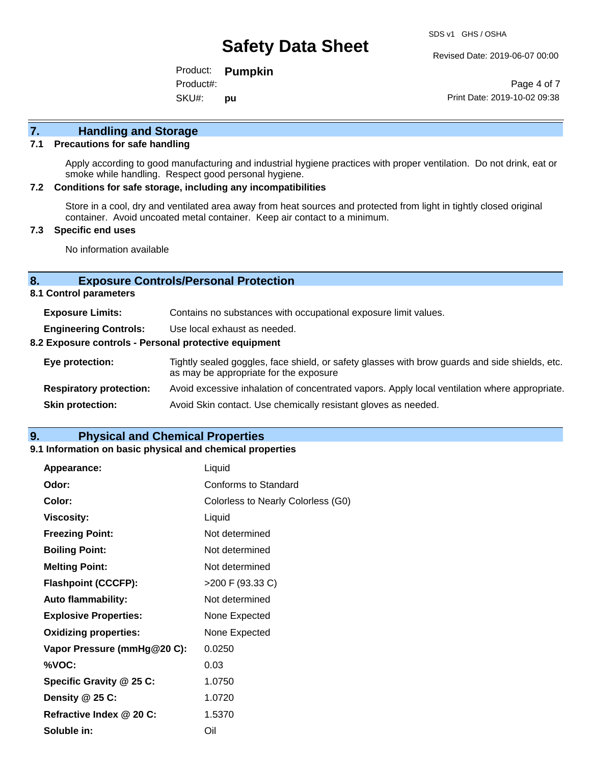## 7. Handling and Storage

### 7.1 Precautions for safe handling

Apply according to good manufacturing and industrial hygiene practices with proper ventilation. Do not drink, eat or smoke while handling. Respect good personal hygiene.

### 7.2 Conditions for safe storage, including any incompatibilities

Store in a cool, dry and ventilated area away from heat sources and protected from light in tightly closed original container. Avoid uncoated metal container. Keep air contact to a minimum.

### 7.3 Specific end uses

No information available

## 8. Exposure Controls/Personal Protection

### 8.1 Control parameters

| | |
|---|---|
| **Exposure Limits:** | Contains no substances with occupational exposure limit values. |
| **Engineering Controls:** | Use local exhaust as needed. |

### 8.2 Exposure controls - Personal protective equipment

| | |
|---|---|
| **Eye protection:** | Tightly sealed goggles, face shield, or safety glasses with brow guards and side shields, etc. as may be appropriate for the exposure |
| **Respiratory protection:** | Avoid excessive inhalation of concentrated vapors. Apply local ventilation where appropriate. |
| **Skin protection:** | Avoid Skin contact. Use chemically resistant gloves as needed. |

## 9. Physical and Chemical Properties

### 9.1 Information on basic physical and chemical properties

| | |
|---|---|
| **Appearance:** | Liquid |
| **Odor:** | Conforms to Standard |
| **Color:** | Colorless to Nearly Colorless (G0) |
| **Viscosity:** | Liquid |
| **Freezing Point:** | Not determined |
| **Boiling Point:** | Not determined |
| **Melting Point:** | Not determined |
| **Flashpoint (CCCFP):** | >200 F (93.33 C) |
| **Auto flammability:** | Not determined |
| **Explosive Properties:** | None Expected |
| **Oxidizing properties:** | None Expected |
| **Vapor Pressure (mmHg@20 C):** | 0.0250 |
| **%VOC:** | 0.03 |
| **Specific Gravity @ 25 C:** | 1.0750 |
| **Density @ 25 C:** | 1.0720 |
| **Refractive Index @ 20 C:** | 1.5370 |
| **Soluble in:** | Oil |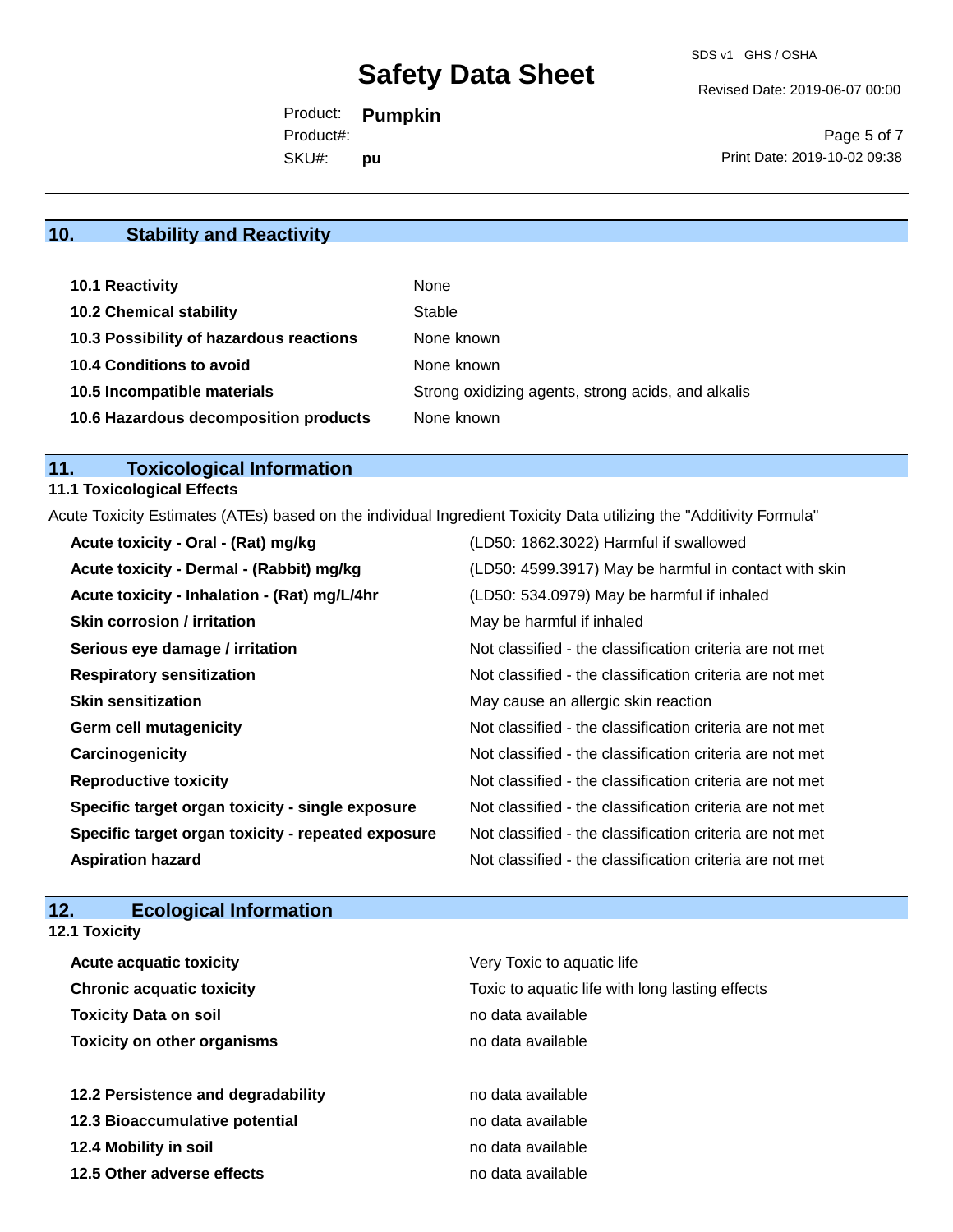## 10. Stability and Reactivity

| | |
|---|---|
| **10.1 Reactivity** | None |
| **10.2 Chemical stability** | Stable |
| **10.3 Possibility of hazardous reactions** | None known |
| **10.4 Conditions to avoid** | None known |
| **10.5 Incompatible materials** | Strong oxidizing agents, strong acids, and alkalis |
| **10.6 Hazardous decomposition products** | None known |

## 11. Toxicological Information

### 11.1 Toxicological Effects

Acute Toxicity Estimates (ATEs) based on the individual Ingredient Toxicity Data utilizing the "Additivity Formula"

| | |
|---|---|
| **Acute toxicity - Oral - (Rat) mg/kg** | (LD50: 1862.3022) Harmful if swallowed |
| **Acute toxicity - Dermal - (Rabbit) mg/kg** | (LD50: 4599.3917) May be harmful in contact with skin |
| **Acute toxicity - Inhalation - (Rat) mg/L/4hr** | (LD50: 534.0979) May be harmful if inhaled |
| **Skin corrosion / irritation** | May be harmful if inhaled |
| **Serious eye damage / irritation** | Not classified - the classification criteria are not met |
| **Respiratory sensitization** | Not classified - the classification criteria are not met |
| **Skin sensitization** | May cause an allergic skin reaction |
| **Germ cell mutagenicity** | Not classified - the classification criteria are not met |
| **Carcinogenicity** | Not classified - the classification criteria are not met |
| **Reproductive toxicity** | Not classified - the classification criteria are not met |
| **Specific target organ toxicity - single exposure** | Not classified - the classification criteria are not met |
| **Specific target organ toxicity - repeated exposure** | Not classified - the classification criteria are not met |
| **Aspiration hazard** | Not classified - the classification criteria are not met |

## 12. Ecological Information

### 12.1 Toxicity

| | |
|---|---|
| **Acute acquatic toxicity** | Very Toxic to aquatic life |
| **Chronic acquatic toxicity** | Toxic to aquatic life with long lasting effects |
| **Toxicity Data on soil** | no data available |
| **Toxicity on other organisms** | no data available |

| | |
|---|---|
| **12.2 Persistence and degradability** | no data available |
| **12.3 Bioaccumulative potential** | no data available |
| **12.4 Mobility in soil** | no data available |
| **12.5 Other adverse effects** | no data available |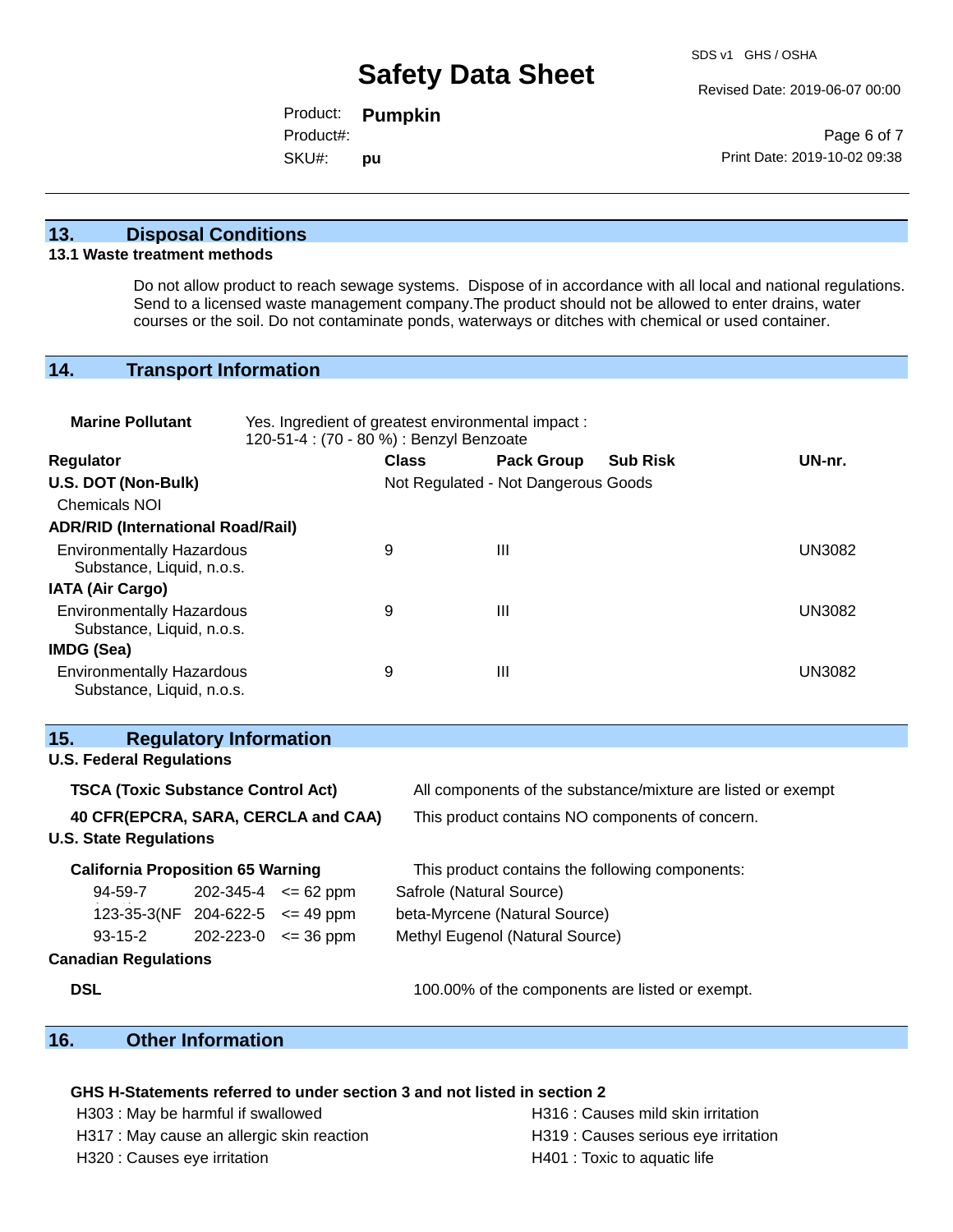## 13. Disposal Conditions

### 13.1 Waste treatment methods

Do not allow product to reach sewage systems. Dispose of in accordance with all local and national regulations. Send to a licensed waste management company.The product should not be allowed to enter drains, water courses or the soil. Do not contaminate ponds, waterways or ditches with chemical or used container.

## 14. Transport Information

**Marine Pollutant** Yes. Ingredient of greatest environmental impact : 120-51-4 : (70 - 80 %) : Benzyl Benzoate

| Regulator | Class | Pack Group | Sub Risk | UN-nr. |
|---|---|---|---|---|
| **U.S. DOT (Non-Bulk)** | Not Regulated - Not Dangerous Goods | | | |
| Chemicals NOI | | | | |
| **ADR/RID (International Road/Rail)** | | | | |
| Environmentally Hazardous Substance, Liquid, n.o.s. | 9 | III | | UN3082 |
| **IATA (Air Cargo)** | | | | |
| Environmentally Hazardous Substance, Liquid, n.o.s. | 9 | III | | UN3082 |
| **IMDG (Sea)** | | | | |
| Environmentally Hazardous Substance, Liquid, n.o.s. | 9 | III | | UN3082 |

## 15. Regulatory Information

**U.S. Federal Regulations**

**TSCA (Toxic Substance Control Act)** All components of the substance/mixture are listed or exempt

**40 CFR(EPCRA, SARA, CERCLA and CAA)** This product contains NO components of concern.

**U.S. State Regulations**

**California Proposition 65 Warning** This product contains the following components:

| | | | |
|---|---|---|---|
| 94-59-7 | 202-345-4 | <= 62 ppm | Safrole (Natural Source) |
| 123-35-3(NF | 204-622-5 | <= 49 ppm | beta-Myrcene (Natural Source) |
| 93-15-2 | 202-223-0 | <= 36 ppm | Methyl Eugenol (Natural Source) |

**Canadian Regulations**

**DSL** 100.00% of the components are listed or exempt.

## 16. Other Information

**GHS H-Statements referred to under section 3 and not listed in section 2**

H303 : May be harmful if swallowed
H317 : May cause an allergic skin reaction
H320 : Causes eye irritation
H316 : Causes mild skin irritation
H319 : Causes serious eye irritation
H401 : Toxic to aquatic life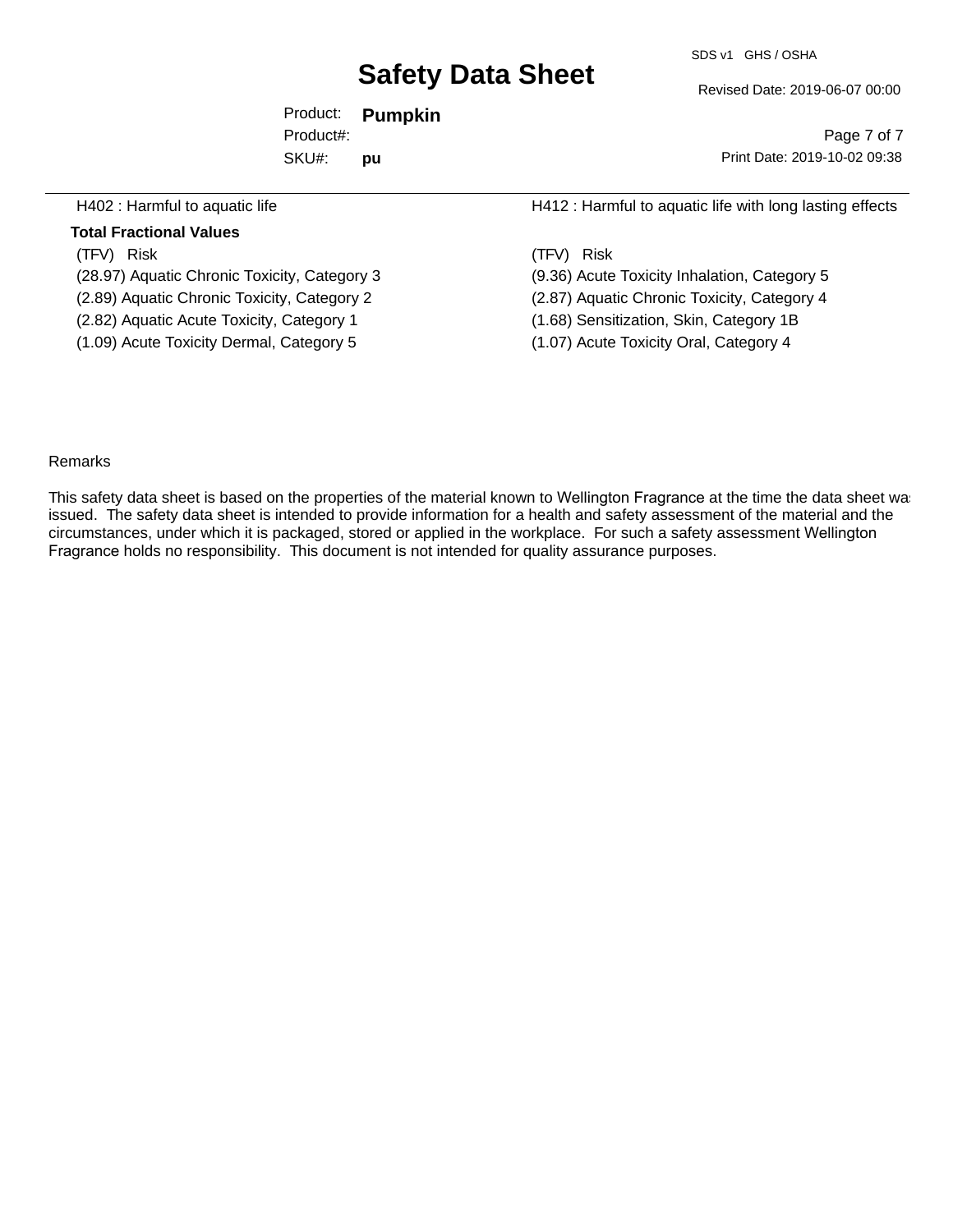H402 : Harmful to aquatic life

H412 : Harmful to aquatic life with long lasting effects

**Total Fractional Values**

| (TFV) Risk | (TFV) Risk |
|---|---|
| (28.97) Aquatic Chronic Toxicity, Category 3 | (9.36) Acute Toxicity Inhalation, Category 5 |
| (2.89) Aquatic Chronic Toxicity, Category 2 | (2.87) Aquatic Chronic Toxicity, Category 4 |
| (2.82) Aquatic Acute Toxicity, Category 1 | (1.68) Sensitization, Skin, Category 1B |
| (1.09) Acute Toxicity Dermal, Category 5 | (1.07) Acute Toxicity Oral, Category 4 |

Remarks

This safety data sheet is based on the properties of the material known to Wellington Fragrance at the time the data sheet was issued. The safety data sheet is intended to provide information for a health and safety assessment of the material and the circumstances, under which it is packaged, stored or applied in the workplace. For such a safety assessment Wellington Fragrance holds no responsibility. This document is not intended for quality assurance purposes.